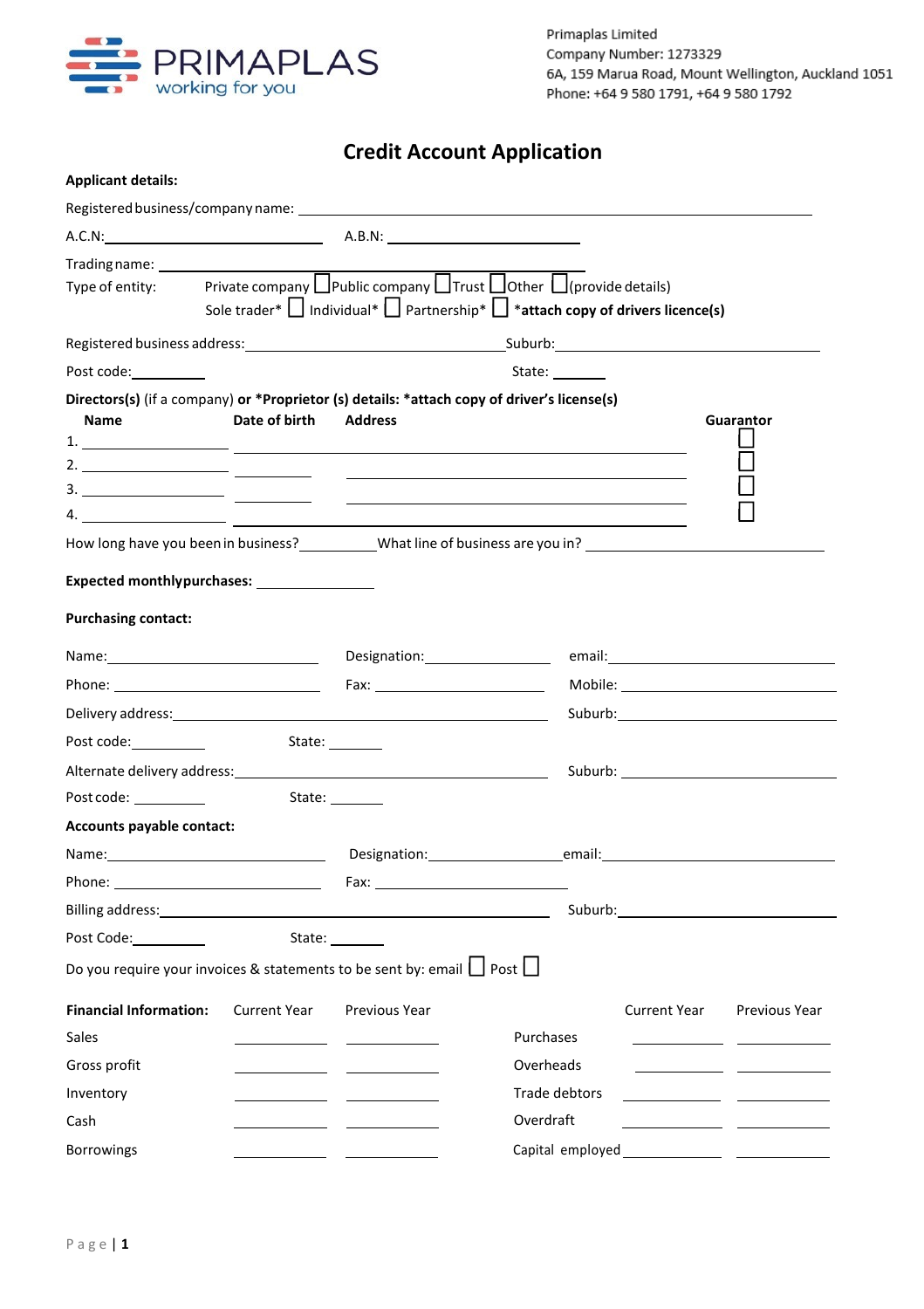PRIMAPLAS
working for you

Primaplas Limited
Company Number: 1273329
6A, 159 Marua Road, Mount Wellington, Auckland 1051
Phone: +64 9 580 1791, +64 9 580 1792

# Credit Account Application

**Applicant details:**

Registered business/company name: ____________________

A.C.N: ____________________ A.B.N: ____________________

Trading name: ____________________

Type of entity: Private company ☐ Public company ☐ Trust ☐ Other ☐ (provide details)
Sole trader* ☐ Individual* ☐ Partnership* ☐ ***attach copy of drivers licence(s)**

Registered business address: ____________________ Suburb: ____________________

Post code: __________ State: __________

**Directors(s)** (if a company) **or *Proprietor (s) details: *attach copy of driver's license(s)**

| **Name** | **Date of birth** | **Address** | **Guarantor** |
|---|---|---|---|
| 1. | | | ☐ |
| 2. | | | ☐ |
| 3. | | | ☐ |
| 4. | | | ☐ |

How long have you been in business? __________ What line of business are you in? ____________________

**Expected monthly purchases:** ____________________

**Purchasing contact:**

Name: ____________________ Designation: ____________________ email: ____________________

Phone: ____________________ Fax: ____________________ Mobile: ____________________

Delivery address: ____________________ Suburb: ____________________

Post code: __________ State: __________

Alternate delivery address: ____________________ Suburb: ____________________

Post code: __________ State: __________

**Accounts payable contact:**

Name: ____________________ Designation: ____________________ email: ____________________

Phone: ____________________ Fax: ____________________

Billing address: ____________________ Suburb: ____________________

Post Code: __________ State: __________

Do you require your invoices & statements to be sent by: email ☐ Post ☐

| **Financial Information:** | Current Year | Previous Year | | Current Year | Previous Year |
|---|---|---|---|---|---|
| Sales | | | Purchases | | |
| Gross profit | | | Overheads | | |
| Inventory | | | Trade debtors | | |
| Cash | | | Overdraft | | |
| Borrowings | | | Capital employed | | |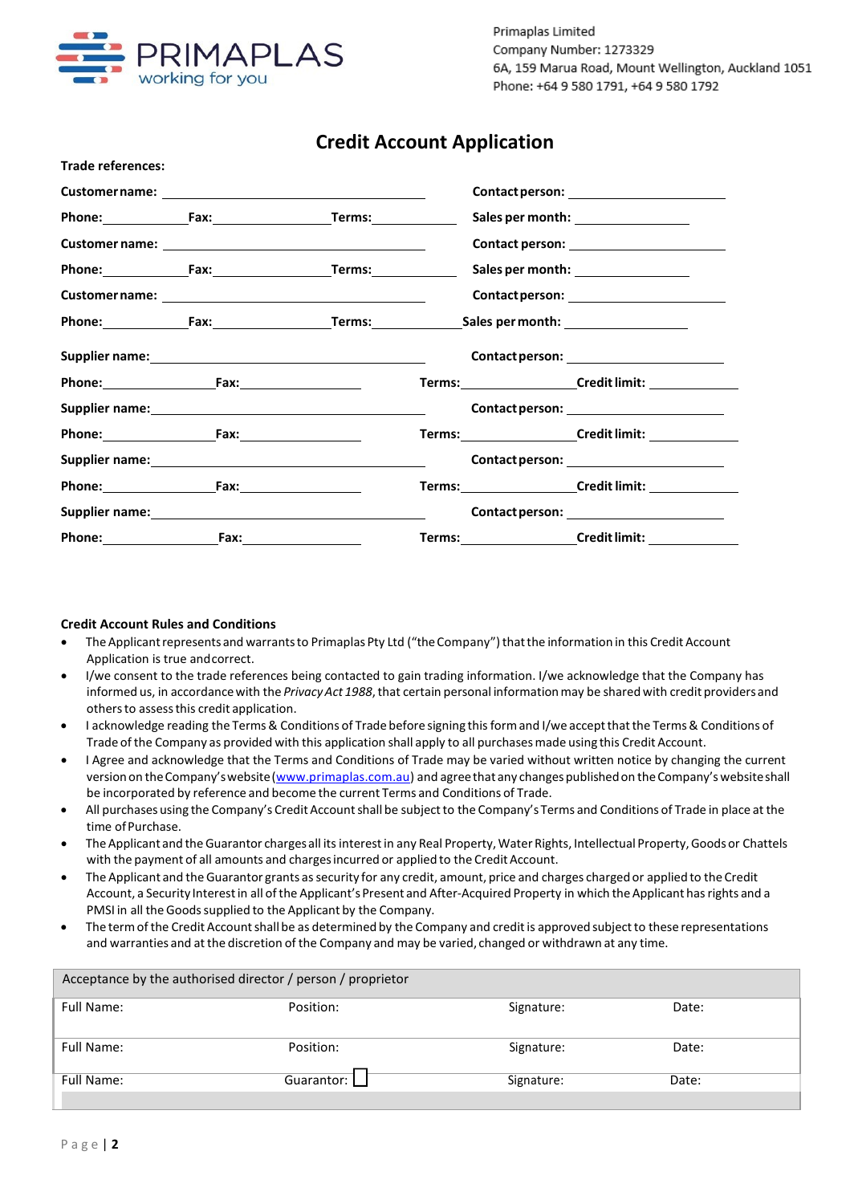PRIMAPLAS
working for you

Primaplas Limited
Company Number: 1273329
6A, 159 Marua Road, Mount Wellington, Auckland 1051
Phone: +64 9 580 1791, +64 9 580 1792

# Credit Account Application

**Trade references:**

**Customer name:** ________________________ **Contact person:** ________________

**Phone:** __________ **Fax:** __________ **Terms:** __________ **Sales per month:** __________

**Customer name:** ________________________ **Contact person:** ________________

**Phone:** __________ **Fax:** __________ **Terms:** __________ **Sales per month:** __________

**Customer name:** ________________________ **Contact person:** ________________

**Phone:** __________ **Fax:** __________ **Terms:** __________ **Sales per month:** __________

**Supplier name:** ________________________ **Contact person:** ________________

**Phone:** __________ **Fax:** __________ **Terms:** __________ **Credit limit:** __________

**Supplier name:** ________________________ **Contact person:** ________________

**Phone:** __________ **Fax:** __________ **Terms:** __________ **Credit limit:** __________

**Supplier name:** ________________________ **Contact person:** ________________

**Phone:** __________ **Fax:** __________ **Terms:** __________ **Credit limit:** __________

**Supplier name:** ________________________ **Contact person:** ________________

**Phone:** __________ **Fax:** __________ **Terms:** __________ **Credit limit:** __________

**Credit Account Rules and Conditions**

- The Applicant represents and warrants to Primaplas Pty Ltd ("the Company") that the information in this Credit Account Application is true and correct.
- I/we consent to the trade references being contacted to gain trading information. I/we acknowledge that the Company has informed us, in accordance with the *Privacy Act 1988*, that certain personal information may be shared with credit providers and others to assess this credit application.
- I acknowledge reading the Terms & Conditions of Trade before signing this form and I/we accept that the Terms & Conditions of Trade of the Company as provided with this application shall apply to all purchases made using this Credit Account.
- I Agree and acknowledge that the Terms and Conditions of Trade may be varied without written notice by changing the current version on the Company's website (www.primaplas.com.au) and agree that any changes published on the Company's website shall be incorporated by reference and become the current Terms and Conditions of Trade.
- All purchases using the Company's Credit Account shall be subject to the Company's Terms and Conditions of Trade in place at the time of Purchase.
- The Applicant and the Guarantor charges all its interest in any Real Property, Water Rights, Intellectual Property, Goods or Chattels with the payment of all amounts and charges incurred or applied to the Credit Account.
- The Applicant and the Guarantor grants as security for any credit, amount, price and charges charged or applied to the Credit Account, a Security Interest in all of the Applicant's Present and After-Acquired Property in which the Applicant has rights and a PMSI in all the Goods supplied to the Applicant by the Company.
- The term of the Credit Account shall be as determined by the Company and credit is approved subject to these representations and warranties and at the discretion of the Company and may be varied, changed or withdrawn at any time.

| Acceptance by the authorised director / person / proprietor | | | |
|---|---|---|---|
| Full Name: | Position: | Signature: | Date: |
| Full Name: | Position: | Signature: | Date: |
| Full Name: | Guarantor: ☐ | Signature: | Date: |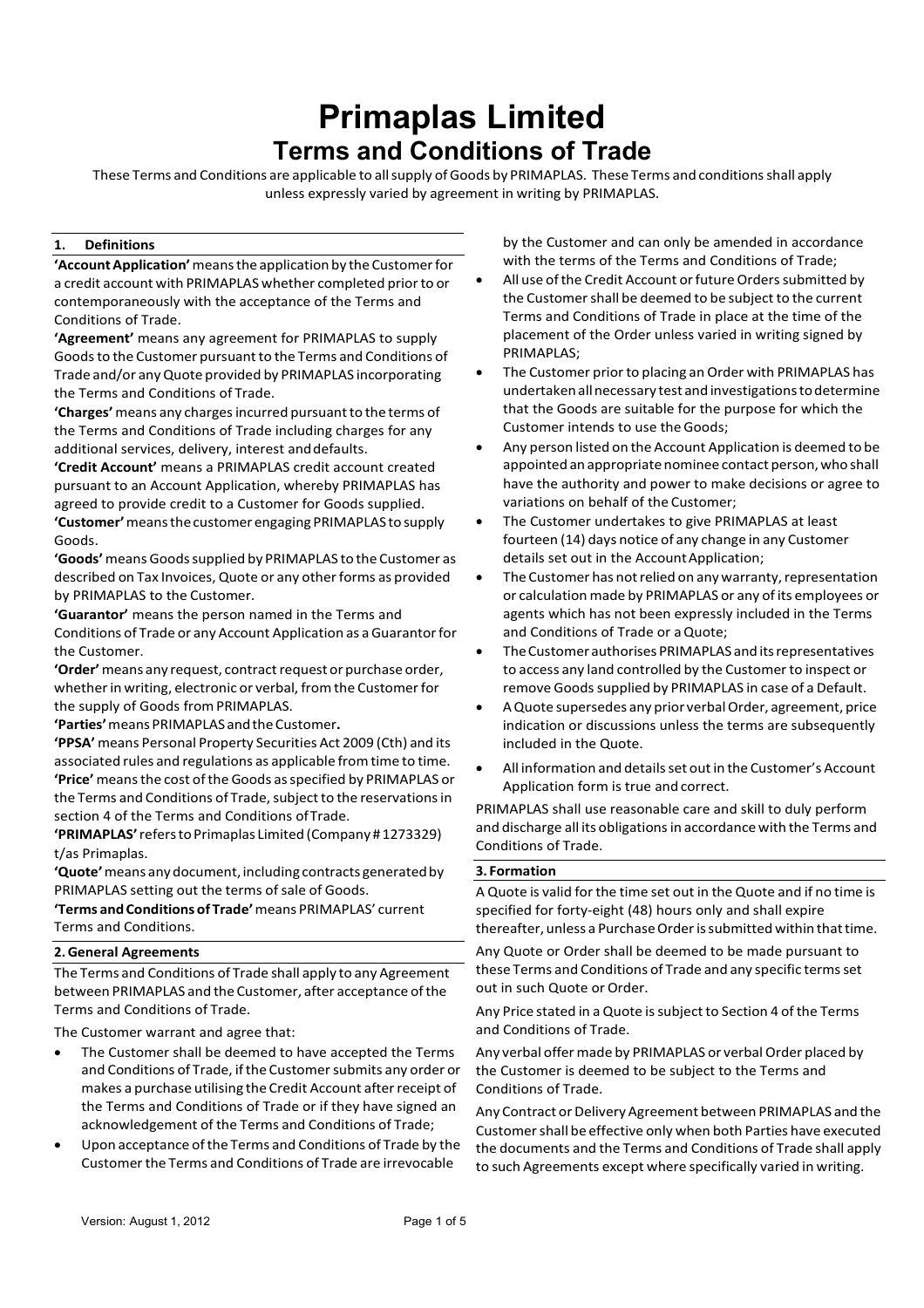# Primaplas Limited

## Terms and Conditions of Trade

These Terms and Conditions are applicable to all supply of Goods by PRIMAPLAS. These Terms and conditions shall apply unless expressly varied by agreement in writing by PRIMAPLAS.

### 1. Definitions

**'Account Application'** means the application by the Customer for a credit account with PRIMAPLAS whether completed prior to or contemporaneously with the acceptance of the Terms and Conditions of Trade.

**'Agreement'** means any agreement for PRIMAPLAS to supply Goods to the Customer pursuant to the Terms and Conditions of Trade and/or any Quote provided by PRIMAPLAS incorporating the Terms and Conditions of Trade.

**'Charges'** means any charges incurred pursuant to the terms of the Terms and Conditions of Trade including charges for any additional services, delivery, interest and defaults.

**'Credit Account'** means a PRIMAPLAS credit account created pursuant to an Account Application, whereby PRIMAPLAS has agreed to provide credit to a Customer for Goods supplied.

**'Customer'** means the customer engaging PRIMAPLAS to supply Goods.

**'Goods'** means Goods supplied by PRIMAPLAS to the Customer as described on Tax Invoices, Quote or any other forms as provided by PRIMAPLAS to the Customer.

**'Guarantor'** means the person named in the Terms and Conditions of Trade or any Account Application as a Guarantor for the Customer.

**'Order'** means any request, contract request or purchase order, whether in writing, electronic or verbal, from the Customer for the supply of Goods from PRIMAPLAS.

**'Parties'** means PRIMAPLAS and the Customer**.**

**'PPSA'** means Personal Property Securities Act 2009 (Cth) and its associated rules and regulations as applicable from time to time.

**'Price'** means the cost of the Goods as specified by PRIMAPLAS or the Terms and Conditions of Trade, subject to the reservations in section 4 of the Terms and Conditions of Trade.

**'PRIMAPLAS'** refers to Primaplas Limited (Company # 1273329) t/as Primaplas.

**'Quote'** means any document, including contracts generated by PRIMAPLAS setting out the terms of sale of Goods.

**'Terms and Conditions of Trade'** means PRIMAPLAS' current Terms and Conditions.

### 2. General Agreements

The Terms and Conditions of Trade shall apply to any Agreement between PRIMAPLAS and the Customer, after acceptance of the Terms and Conditions of Trade.

The Customer warrant and agree that:

- The Customer shall be deemed to have accepted the Terms and Conditions of Trade, if the Customer submits any order or makes a purchase utilising the Credit Account after receipt of the Terms and Conditions of Trade or if they have signed an acknowledgement of the Terms and Conditions of Trade;
- Upon acceptance of the Terms and Conditions of Trade by the Customer the Terms and Conditions of Trade are irrevocable by the Customer and can only be amended in accordance with the terms of the Terms and Conditions of Trade;
- All use of the Credit Account or future Orders submitted by the Customer shall be deemed to be subject to the current Terms and Conditions of Trade in place at the time of the placement of the Order unless varied in writing signed by PRIMAPLAS;
- The Customer prior to placing an Order with PRIMAPLAS has undertaken all necessary test and investigations to determine that the Goods are suitable for the purpose for which the Customer intends to use the Goods;
- Any person listed on the Account Application is deemed to be appointed an appropriate nominee contact person, who shall have the authority and power to make decisions or agree to variations on behalf of the Customer;
- The Customer undertakes to give PRIMAPLAS at least fourteen (14) days notice of any change in any Customer details set out in the Account Application;
- The Customer has not relied on any warranty, representation or calculation made by PRIMAPLAS or any of its employees or agents which has not been expressly included in the Terms and Conditions of Trade or a Quote;
- The Customer authorises PRIMAPLAS and its representatives to access any land controlled by the Customer to inspect or remove Goods supplied by PRIMAPLAS in case of a Default.
- A Quote supersedes any prior verbal Order, agreement, price indication or discussions unless the terms are subsequently included in the Quote.
- All information and details set out in the Customer's Account Application form is true and correct.

PRIMAPLAS shall use reasonable care and skill to duly perform and discharge all its obligations in accordance with the Terms and Conditions of Trade.

### 3. Formation

A Quote is valid for the time set out in the Quote and if no time is specified for forty-eight (48) hours only and shall expire thereafter, unless a Purchase Order is submitted within that time.

Any Quote or Order shall be deemed to be made pursuant to these Terms and Conditions of Trade and any specific terms set out in such Quote or Order.

Any Price stated in a Quote is subject to Section 4 of the Terms and Conditions of Trade.

Any verbal offer made by PRIMAPLAS or verbal Order placed by the Customer is deemed to be subject to the Terms and Conditions of Trade.

Any Contract or Delivery Agreement between PRIMAPLAS and the Customer shall be effective only when both Parties have executed the documents and the Terms and Conditions of Trade shall apply to such Agreements except where specifically varied in writing.

Version: August 1, 2012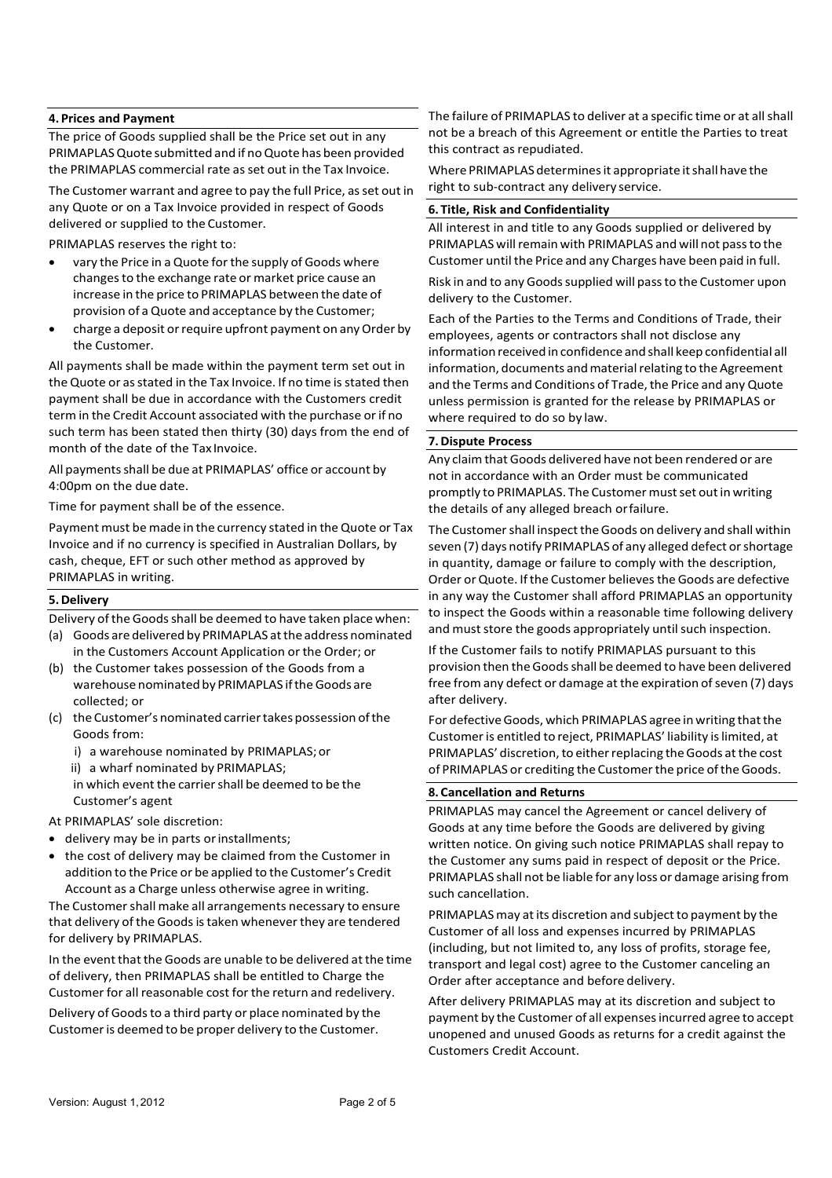## 4. Prices and Payment

The price of Goods supplied shall be the Price set out in any PRIMAPLAS Quote submitted and if no Quote has been provided the PRIMAPLAS commercial rate as set out in the Tax Invoice.

The Customer warrant and agree to pay the full Price, as set out in any Quote or on a Tax Invoice provided in respect of Goods delivered or supplied to the Customer.

PRIMAPLAS reserves the right to:

- vary the Price in a Quote for the supply of Goods where changes to the exchange rate or market price cause an increase in the price to PRIMAPLAS between the date of provision of a Quote and acceptance by the Customer;
- charge a deposit or require upfront payment on any Order by the Customer.

All payments shall be made within the payment term set out in the Quote or as stated in the Tax Invoice. If no time is stated then payment shall be due in accordance with the Customers credit term in the Credit Account associated with the purchase or if no such term has been stated then thirty (30) days from the end of month of the date of the Tax Invoice.

All payments shall be due at PRIMAPLAS' office or account by 4:00pm on the due date.

Time for payment shall be of the essence.

Payment must be made in the currency stated in the Quote or Tax Invoice and if no currency is specified in Australian Dollars, by cash, cheque, EFT or such other method as approved by PRIMAPLAS in writing.

## 5. Delivery

Delivery of the Goods shall be deemed to have taken place when:

(a) Goods are delivered by PRIMAPLAS at the address nominated in the Customers Account Application or the Order; or
(b) the Customer takes possession of the Goods from a warehouse nominated by PRIMAPLAS if the Goods are collected; or
(c) the Customer's nominated carrier takes possession of the Goods from:
  i) a warehouse nominated by PRIMAPLAS; or
  ii) a wharf nominated by PRIMAPLAS;
  in which event the carrier shall be deemed to be the Customer's agent

At PRIMAPLAS' sole discretion:

- delivery may be in parts or installments;
- the cost of delivery may be claimed from the Customer in addition to the Price or be applied to the Customer's Credit Account as a Charge unless otherwise agree in writing.

The Customer shall make all arrangements necessary to ensure that delivery of the Goods is taken whenever they are tendered for delivery by PRIMAPLAS.

In the event that the Goods are unable to be delivered at the time of delivery, then PRIMAPLAS shall be entitled to Charge the Customer for all reasonable cost for the return and redelivery.

Delivery of Goods to a third party or place nominated by the Customer is deemed to be proper delivery to the Customer.

The failure of PRIMAPLAS to deliver at a specific time or at all shall not be a breach of this Agreement or entitle the Parties to treat this contract as repudiated.

Where PRIMAPLAS determines it appropriate it shall have the right to sub-contract any delivery service.

## 6. Title, Risk and Confidentiality

All interest in and title to any Goods supplied or delivered by PRIMAPLAS will remain with PRIMAPLAS and will not pass to the Customer until the Price and any Charges have been paid in full.

Risk in and to any Goods supplied will pass to the Customer upon delivery to the Customer.

Each of the Parties to the Terms and Conditions of Trade, their employees, agents or contractors shall not disclose any information received in confidence and shall keep confidential all information, documents and material relating to the Agreement and the Terms and Conditions of Trade, the Price and any Quote unless permission is granted for the release by PRIMAPLAS or where required to do so by law.

## 7. Dispute Process

Any claim that Goods delivered have not been rendered or are not in accordance with an Order must be communicated promptly to PRIMAPLAS. The Customer must set out in writing the details of any alleged breach or failure.

The Customer shall inspect the Goods on delivery and shall within seven (7) days notify PRIMAPLAS of any alleged defect or shortage in quantity, damage or failure to comply with the description, Order or Quote. If the Customer believes the Goods are defective in any way the Customer shall afford PRIMAPLAS an opportunity to inspect the Goods within a reasonable time following delivery and must store the goods appropriately until such inspection.

If the Customer fails to notify PRIMAPLAS pursuant to this provision then the Goods shall be deemed to have been delivered free from any defect or damage at the expiration of seven (7) days after delivery.

For defective Goods, which PRIMAPLAS agree in writing that the Customer is entitled to reject, PRIMAPLAS' liability is limited, at PRIMAPLAS' discretion, to either replacing the Goods at the cost of PRIMAPLAS or crediting the Customer the price of the Goods.

## 8. Cancellation and Returns

PRIMAPLAS may cancel the Agreement or cancel delivery of Goods at any time before the Goods are delivered by giving written notice. On giving such notice PRIMAPLAS shall repay to the Customer any sums paid in respect of deposit or the Price. PRIMAPLAS shall not be liable for any loss or damage arising from such cancellation.

PRIMAPLAS may at its discretion and subject to payment by the Customer of all loss and expenses incurred by PRIMAPLAS (including, but not limited to, any loss of profits, storage fee, transport and legal cost) agree to the Customer canceling an Order after acceptance and before delivery.

After delivery PRIMAPLAS may at its discretion and subject to payment by the Customer of all expenses incurred agree to accept unopened and unused Goods as returns for a credit against the Customers Credit Account.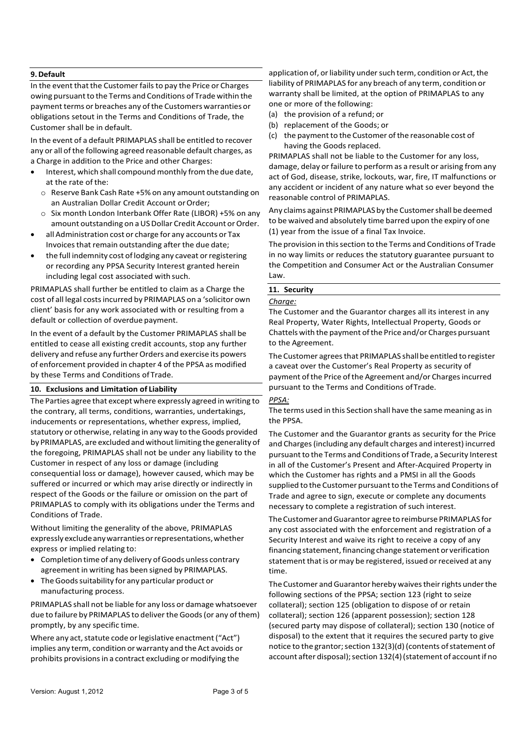## 9. Default

In the event that the Customer fails to pay the Price or Charges owing pursuant to the Terms and Conditions of Trade within the payment terms or breaches any of the Customers warranties or obligations setout in the Terms and Conditions of Trade, the Customer shall be in default.

In the event of a default PRIMAPLAS shall be entitled to recover any or all of the following agreed reasonable default charges, as a Charge in addition to the Price and other Charges:

- Interest, which shall compound monthly from the due date, at the rate of the:
  - Reserve Bank Cash Rate +5% on any amount outstanding on an Australian Dollar Credit Account or Order;
  - Six month London Interbank Offer Rate (LIBOR) +5% on any amount outstanding on a US Dollar Credit Account or Order.
- all Administration cost or charge for any accounts or Tax Invoices that remain outstanding after the due date;
- the full indemnity cost of lodging any caveat or registering or recording any PPSA Security Interest granted herein including legal cost associated with such.

PRIMAPLAS shall further be entitled to claim as a Charge the cost of all legal costs incurred by PRIMAPLAS on a 'solicitor own client' basis for any work associated with or resulting from a default or collection of overdue payment.

In the event of a default by the Customer PRIMAPLAS shall be entitled to cease all existing credit accounts, stop any further delivery and refuse any further Orders and exercise its powers of enforcement provided in chapter 4 of the PPSA as modified by these Terms and Conditions of Trade.

## 10. Exclusions and Limitation of Liability

The Parties agree that except where expressly agreed in writing to the contrary, all terms, conditions, warranties, undertakings, inducements or representations, whether express, implied, statutory or otherwise, relating in any way to the Goods provided by PRIMAPLAS, are excluded and without limiting the generality of the foregoing, PRIMAPLAS shall not be under any liability to the Customer in respect of any loss or damage (including consequential loss or damage), however caused, which may be suffered or incurred or which may arise directly or indirectly in respect of the Goods or the failure or omission on the part of PRIMAPLAS to comply with its obligations under the Terms and Conditions of Trade.

Without limiting the generality of the above, PRIMAPLAS expressly exclude any warranties or representations, whether express or implied relating to:

- Completion time of any delivery of Goods unless contrary agreement in writing has been signed by PRIMAPLAS.
- The Goods suitability for any particular product or manufacturing process.

PRIMAPLAS shall not be liable for any loss or damage whatsoever due to failure by PRIMAPLAS to deliver the Goods (or any of them) promptly, by any specific time.

Where any act, statute code or legislative enactment ("Act") implies any term, condition or warranty and the Act avoids or prohibits provisions in a contract excluding or modifying the application of, or liability under such term, condition or Act, the liability of PRIMAPLAS for any breach of any term, condition or warranty shall be limited, at the option of PRIMAPLAS to any one or more of the following:

(a) the provision of a refund; or
(b) replacement of the Goods; or
(c) the payment to the Customer of the reasonable cost of having the Goods replaced.

PRIMAPLAS shall not be liable to the Customer for any loss, damage, delay or failure to perform as a result or arising from any act of God, disease, strike, lockouts, war, fire, IT malfunctions or any accident or incident of any nature what so ever beyond the reasonable control of PRIMAPLAS.

Any claims against PRIMAPLAS by the Customer shall be deemed to be waived and absolutely time barred upon the expiry of one (1) year from the issue of a final Tax Invoice.

The provision in this section to the Terms and Conditions of Trade in no way limits or reduces the statutory guarantee pursuant to the Competition and Consumer Act or the Australian Consumer Law.

## 11. Security

*Charge:*

The Customer and the Guarantor charges all its interest in any Real Property, Water Rights, Intellectual Property, Goods or Chattels with the payment of the Price and/or Charges pursuant to the Agreement.

The Customer agrees that PRIMAPLAS shall be entitled to register a caveat over the Customer's Real Property as security of payment of the Price of the Agreement and/or Charges incurred pursuant to the Terms and Conditions of Trade.

*PPSA:*

The terms used in this Section shall have the same meaning as in the PPSA.

The Customer and the Guarantor grants as security for the Price and Charges (including any default charges and interest) incurred pursuant to the Terms and Conditions of Trade, a Security Interest in all of the Customer's Present and After-Acquired Property in which the Customer has rights and a PMSI in all the Goods supplied to the Customer pursuant to the Terms and Conditions of Trade and agree to sign, execute or complete any documents necessary to complete a registration of such interest.

The Customer and Guarantor agree to reimburse PRIMAPLAS for any cost associated with the enforcement and registration of a Security Interest and waive its right to receive a copy of any financing statement, financing change statement or verification statement that is or may be registered, issued or received at any time.

The Customer and Guarantor hereby waives their rights under the following sections of the PPSA; section 123 (right to seize collateral); section 125 (obligation to dispose of or retain collateral); section 126 (apparent possession); section 128 (secured party may dispose of collateral); section 130 (notice of disposal) to the extent that it requires the secured party to give notice to the grantor; section 132(3)(d) (contents of statement of account after disposal); section 132(4) (statement of account if no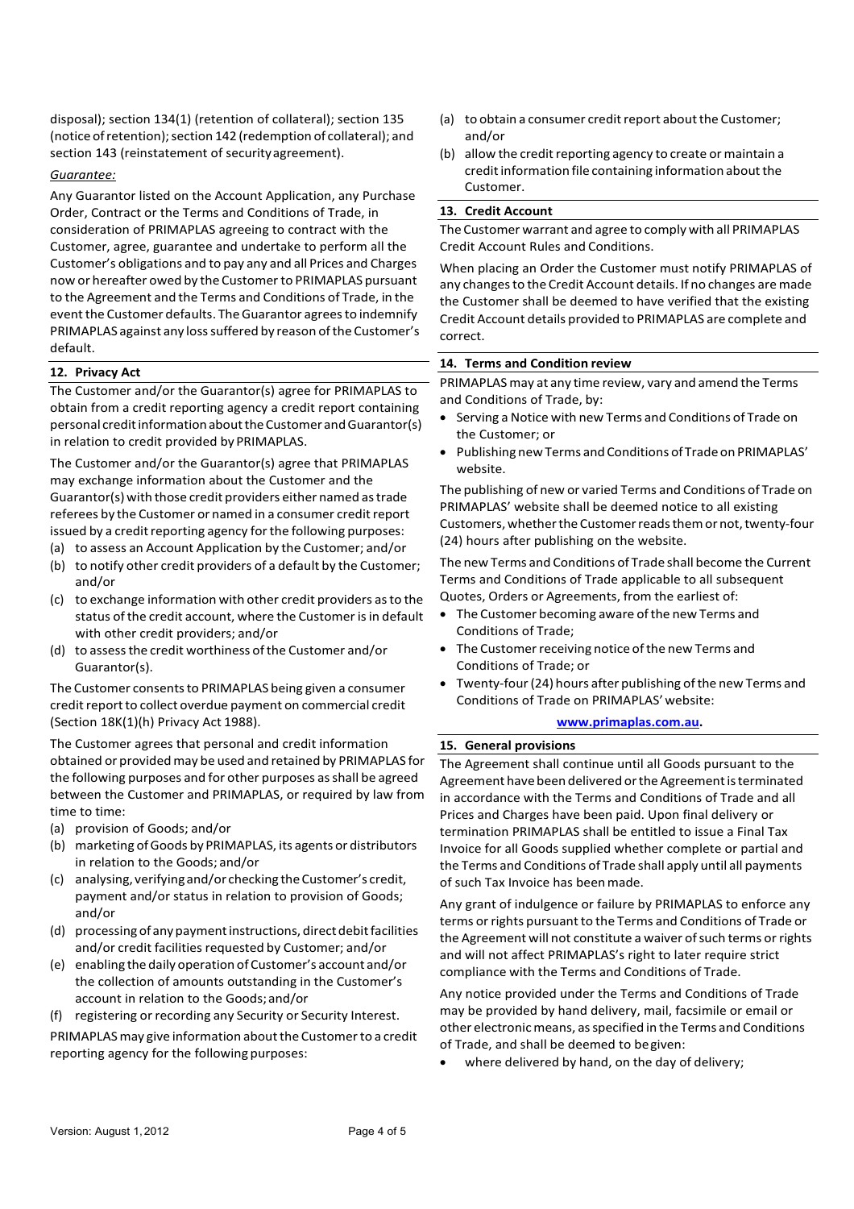disposal); section 134(1) (retention of collateral); section 135 (notice of retention); section 142 (redemption of collateral); and section 143 (reinstatement of security agreement).

*Guarantee:*

Any Guarantor listed on the Account Application, any Purchase Order, Contract or the Terms and Conditions of Trade, in consideration of PRIMAPLAS agreeing to contract with the Customer, agree, guarantee and undertake to perform all the Customer's obligations and to pay any and all Prices and Charges now or hereafter owed by the Customer to PRIMAPLAS pursuant to the Agreement and the Terms and Conditions of Trade, in the event the Customer defaults. The Guarantor agrees to indemnify PRIMAPLAS against any loss suffered by reason of the Customer's default.

## 12. Privacy Act

The Customer and/or the Guarantor(s) agree for PRIMAPLAS to obtain from a credit reporting agency a credit report containing personal credit information about the Customer and Guarantor(s) in relation to credit provided by PRIMAPLAS.

The Customer and/or the Guarantor(s) agree that PRIMAPLAS may exchange information about the Customer and the Guarantor(s) with those credit providers either named as trade referees by the Customer or named in a consumer credit report issued by a credit reporting agency for the following purposes:

(a) to assess an Account Application by the Customer; and/or
(b) to notify other credit providers of a default by the Customer; and/or
(c) to exchange information with other credit providers as to the status of the credit account, where the Customer is in default with other credit providers; and/or
(d) to assess the credit worthiness of the Customer and/or Guarantor(s).

The Customer consents to PRIMAPLAS being given a consumer credit report to collect overdue payment on commercial credit (Section 18K(1)(h) Privacy Act 1988).

The Customer agrees that personal and credit information obtained or provided may be used and retained by PRIMAPLAS for the following purposes and for other purposes as shall be agreed between the Customer and PRIMAPLAS, or required by law from time to time:

(a) provision of Goods; and/or
(b) marketing of Goods by PRIMAPLAS, its agents or distributors in relation to the Goods; and/or
(c) analysing, verifying and/or checking the Customer's credit, payment and/or status in relation to provision of Goods; and/or
(d) processing of any payment instructions, direct debit facilities and/or credit facilities requested by Customer; and/or
(e) enabling the daily operation of Customer's account and/or the collection of amounts outstanding in the Customer's account in relation to the Goods; and/or
(f) registering or recording any Security or Security Interest.

PRIMAPLAS may give information about the Customer to a credit reporting agency for the following purposes:

(a) to obtain a consumer credit report about the Customer; and/or
(b) allow the credit reporting agency to create or maintain a credit information file containing information about the Customer.

## 13. Credit Account

The Customer warrant and agree to comply with all PRIMAPLAS Credit Account Rules and Conditions.

When placing an Order the Customer must notify PRIMAPLAS of any changes to the Credit Account details. If no changes are made the Customer shall be deemed to have verified that the existing Credit Account details provided to PRIMAPLAS are complete and correct.

## 14. Terms and Condition review

PRIMAPLAS may at any time review, vary and amend the Terms and Conditions of Trade, by:

- Serving a Notice with new Terms and Conditions of Trade on the Customer; or
- Publishing new Terms and Conditions of Trade on PRIMAPLAS' website.

The publishing of new or varied Terms and Conditions of Trade on PRIMAPLAS' website shall be deemed notice to all existing Customers, whether the Customer reads them or not, twenty-four (24) hours after publishing on the website.

The new Terms and Conditions of Trade shall become the Current Terms and Conditions of Trade applicable to all subsequent Quotes, Orders or Agreements, from the earliest of:

- The Customer becoming aware of the new Terms and Conditions of Trade;
- The Customer receiving notice of the new Terms and Conditions of Trade; or
- Twenty-four (24) hours after publishing of the new Terms and Conditions of Trade on PRIMAPLAS' website:

**www.primaplas.com.au.**

## 15. General provisions

The Agreement shall continue until all Goods pursuant to the Agreement have been delivered or the Agreement is terminated in accordance with the Terms and Conditions of Trade and all Prices and Charges have been paid. Upon final delivery or termination PRIMAPLAS shall be entitled to issue a Final Tax Invoice for all Goods supplied whether complete or partial and the Terms and Conditions of Trade shall apply until all payments of such Tax Invoice has been made.

Any grant of indulgence or failure by PRIMAPLAS to enforce any terms or rights pursuant to the Terms and Conditions of Trade or the Agreement will not constitute a waiver of such terms or rights and will not affect PRIMAPLAS's right to later require strict compliance with the Terms and Conditions of Trade.

Any notice provided under the Terms and Conditions of Trade may be provided by hand delivery, mail, facsimile or email or other electronic means, as specified in the Terms and Conditions of Trade, and shall be deemed to be given:

- where delivered by hand, on the day of delivery;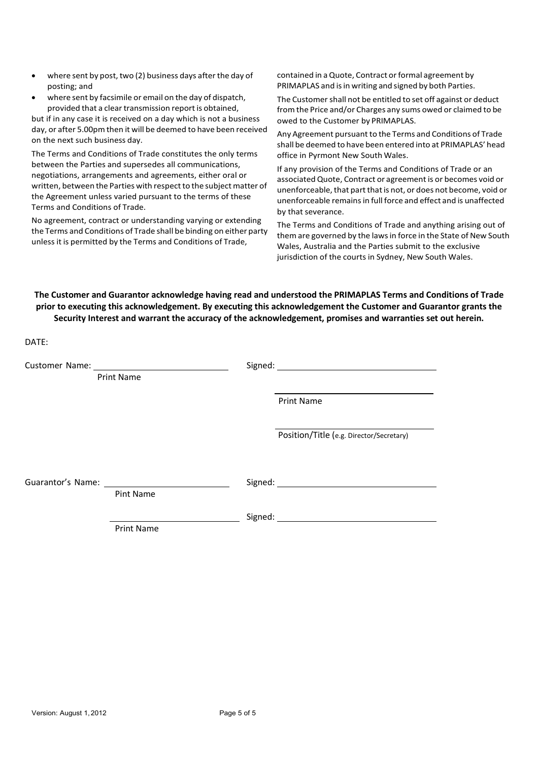- where sent by post, two (2) business days after the day of posting; and
- where sent by facsimile or email on the day of dispatch, provided that a clear transmission report is obtained,

but if in any case it is received on a day which is not a business day, or after 5.00pm then it will be deemed to have been received on the next such business day.

The Terms and Conditions of Trade constitutes the only terms between the Parties and supersedes all communications, negotiations, arrangements and agreements, either oral or written, between the Parties with respect to the subject matter of the Agreement unless varied pursuant to the terms of these Terms and Conditions of Trade.

No agreement, contract or understanding varying or extending the Terms and Conditions of Trade shall be binding on either party unless it is permitted by the Terms and Conditions of Trade, contained in a Quote, Contract or formal agreement by PRIMAPLAS and is in writing and signed by both Parties.

The Customer shall not be entitled to set off against or deduct from the Price and/or Charges any sums owed or claimed to be owed to the Customer by PRIMAPLAS.

Any Agreement pursuant to the Terms and Conditions of Trade shall be deemed to have been entered into at PRIMAPLAS' head office in Pyrmont New South Wales.

If any provision of the Terms and Conditions of Trade or an associated Quote, Contract or agreement is or becomes void or unenforceable, that part that is not, or does not become, void or unenforceable remains in full force and effect and is unaffected by that severance.

The Terms and Conditions of Trade and anything arising out of them are governed by the laws in force in the State of New South Wales, Australia and the Parties submit to the exclusive jurisdiction of the courts in Sydney, New South Wales.

**The Customer and Guarantor acknowledge having read and understood the PRIMAPLAS Terms and Conditions of Trade prior to executing this acknowledgement. By executing this acknowledgement the Customer and Guarantor grants the Security Interest and warrant the accuracy of the acknowledgement, promises and warranties set out herein.**

DATE:

Customer Name: ____________________________ Signed: ____________________________

Print Name

____________________________

Print Name

____________________________

Position/Title (e.g. Director/Secretary)

Guarantor's Name: ____________________________ Signed: ____________________________

Pint Name

____________________________ Signed: ____________________________

Print Name

Version: August 1, 2012